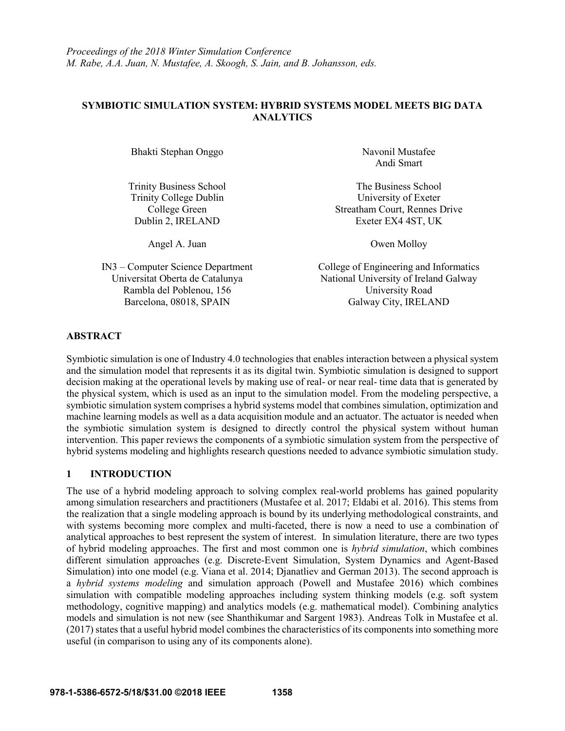*Proceedings of the 2018 Winter Simulation Conference*
*M. Rabe, A.A. Juan, N. Mustafee, A. Skoogh, S. Jain, and B. Johansson, eds.*

# SYMBIOTIC SIMULATION SYSTEM: HYBRID SYSTEMS MODEL MEETS BIG DATA ANALYTICS

Bhakti Stephan Onggo

Trinity Business School
Trinity College Dublin
College Green
Dublin 2, IRELAND

Navonil Mustafee
Andi Smart

The Business School
University of Exeter
Streatham Court, Rennes Drive
Exeter EX4 4ST, UK

Angel A. Juan

IN3 – Computer Science Department
Universitat Oberta de Catalunya
Rambla del Poblenou, 156
Barcelona, 08018, SPAIN

Owen Molloy

College of Engineering and Informatics
National University of Ireland Galway
University Road
Galway City, IRELAND

## ABSTRACT

Symbiotic simulation is one of Industry 4.0 technologies that enables interaction between a physical system and the simulation model that represents it as its digital twin. Symbiotic simulation is designed to support decision making at the operational levels by making use of real- or near real- time data that is generated by the physical system, which is used as an input to the simulation model. From the modeling perspective, a symbiotic simulation system comprises a hybrid systems model that combines simulation, optimization and machine learning models as well as a data acquisition module and an actuator. The actuator is needed when the symbiotic simulation system is designed to directly control the physical system without human intervention. This paper reviews the components of a symbiotic simulation system from the perspective of hybrid systems modeling and highlights research questions needed to advance symbiotic simulation study.

## 1 INTRODUCTION

The use of a hybrid modeling approach to solving complex real-world problems has gained popularity among simulation researchers and practitioners (Mustafee et al. 2017; Eldabi et al. 2016). This stems from the realization that a single modeling approach is bound by its underlying methodological constraints, and with systems becoming more complex and multi-faceted, there is now a need to use a combination of analytical approaches to best represent the system of interest. In simulation literature, there are two types of hybrid modeling approaches. The first and most common one is *hybrid simulation*, which combines different simulation approaches (e.g. Discrete-Event Simulation, System Dynamics and Agent-Based Simulation) into one model (e.g. Viana et al. 2014; Djanatliev and German 2013). The second approach is a *hybrid systems modeling* and simulation approach (Powell and Mustafee 2016) which combines simulation with compatible modeling approaches including system thinking models (e.g. soft system methodology, cognitive mapping) and analytics models (e.g. mathematical model). Combining analytics models and simulation is not new (see Shanthikumar and Sargent 1983). Andreas Tolk in Mustafee et al. (2017) states that a useful hybrid model combines the characteristics of its components into something more useful (in comparison to using any of its components alone).

978-1-5386-6572-5/18/$31.00 ©2018 IEEE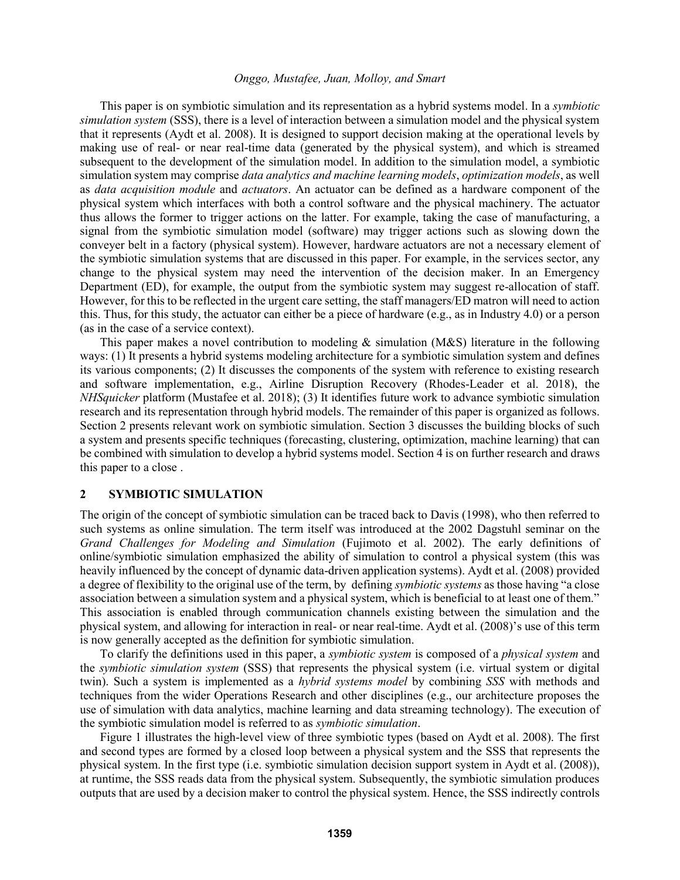This paper is on symbiotic simulation and its representation as a hybrid systems model. In a *symbiotic simulation system* (SSS), there is a level of interaction between a simulation model and the physical system that it represents (Aydt et al. 2008). It is designed to support decision making at the operational levels by making use of real- or near real-time data (generated by the physical system), and which is streamed subsequent to the development of the simulation model. In addition to the simulation model, a symbiotic simulation system may comprise *data analytics and machine learning models*, *optimization models*, as well as *data acquisition module* and *actuators*. An actuator can be defined as a hardware component of the physical system which interfaces with both a control software and the physical machinery. The actuator thus allows the former to trigger actions on the latter. For example, taking the case of manufacturing, a signal from the symbiotic simulation model (software) may trigger actions such as slowing down the conveyer belt in a factory (physical system). However, hardware actuators are not a necessary element of the symbiotic simulation systems that are discussed in this paper. For example, in the services sector, any change to the physical system may need the intervention of the decision maker. In an Emergency Department (ED), for example, the output from the symbiotic system may suggest re-allocation of staff. However, for this to be reflected in the urgent care setting, the staff managers/ED matron will need to action this. Thus, for this study, the actuator can either be a piece of hardware (e.g., as in Industry 4.0) or a person (as in the case of a service context).

This paper makes a novel contribution to modeling & simulation (M&S) literature in the following ways: (1) It presents a hybrid systems modeling architecture for a symbiotic simulation system and defines its various components; (2) It discusses the components of the system with reference to existing research and software implementation, e.g., Airline Disruption Recovery (Rhodes-Leader et al. 2018), the *NHSquicker* platform (Mustafee et al. 2018); (3) It identifies future work to advance symbiotic simulation research and its representation through hybrid models. The remainder of this paper is organized as follows. Section 2 presents relevant work on symbiotic simulation. Section 3 discusses the building blocks of such a system and presents specific techniques (forecasting, clustering, optimization, machine learning) that can be combined with simulation to develop a hybrid systems model. Section 4 is on further research and draws this paper to a close .

## 2 SYMBIOTIC SIMULATION

The origin of the concept of symbiotic simulation can be traced back to Davis (1998), who then referred to such systems as online simulation. The term itself was introduced at the 2002 Dagstuhl seminar on the *Grand Challenges for Modeling and Simulation* (Fujimoto et al. 2002). The early definitions of online/symbiotic simulation emphasized the ability of simulation to control a physical system (this was heavily influenced by the concept of dynamic data-driven application systems). Aydt et al. (2008) provided a degree of flexibility to the original use of the term, by defining *symbiotic systems* as those having "a close association between a simulation system and a physical system, which is beneficial to at least one of them." This association is enabled through communication channels existing between the simulation and the physical system, and allowing for interaction in real- or near real-time. Aydt et al. (2008)'s use of this term is now generally accepted as the definition for symbiotic simulation.

To clarify the definitions used in this paper, a *symbiotic system* is composed of a *physical system* and the *symbiotic simulation system* (SSS) that represents the physical system (i.e. virtual system or digital twin). Such a system is implemented as a *hybrid systems model* by combining *SSS* with methods and techniques from the wider Operations Research and other disciplines (e.g., our architecture proposes the use of simulation with data analytics, machine learning and data streaming technology). The execution of the symbiotic simulation model is referred to as *symbiotic simulation*.

Figure 1 illustrates the high-level view of three symbiotic types (based on Aydt et al. 2008). The first and second types are formed by a closed loop between a physical system and the SSS that represents the physical system. In the first type (i.e. symbiotic simulation decision support system in Aydt et al. (2008)), at runtime, the SSS reads data from the physical system. Subsequently, the symbiotic simulation produces outputs that are used by a decision maker to control the physical system. Hence, the SSS indirectly controls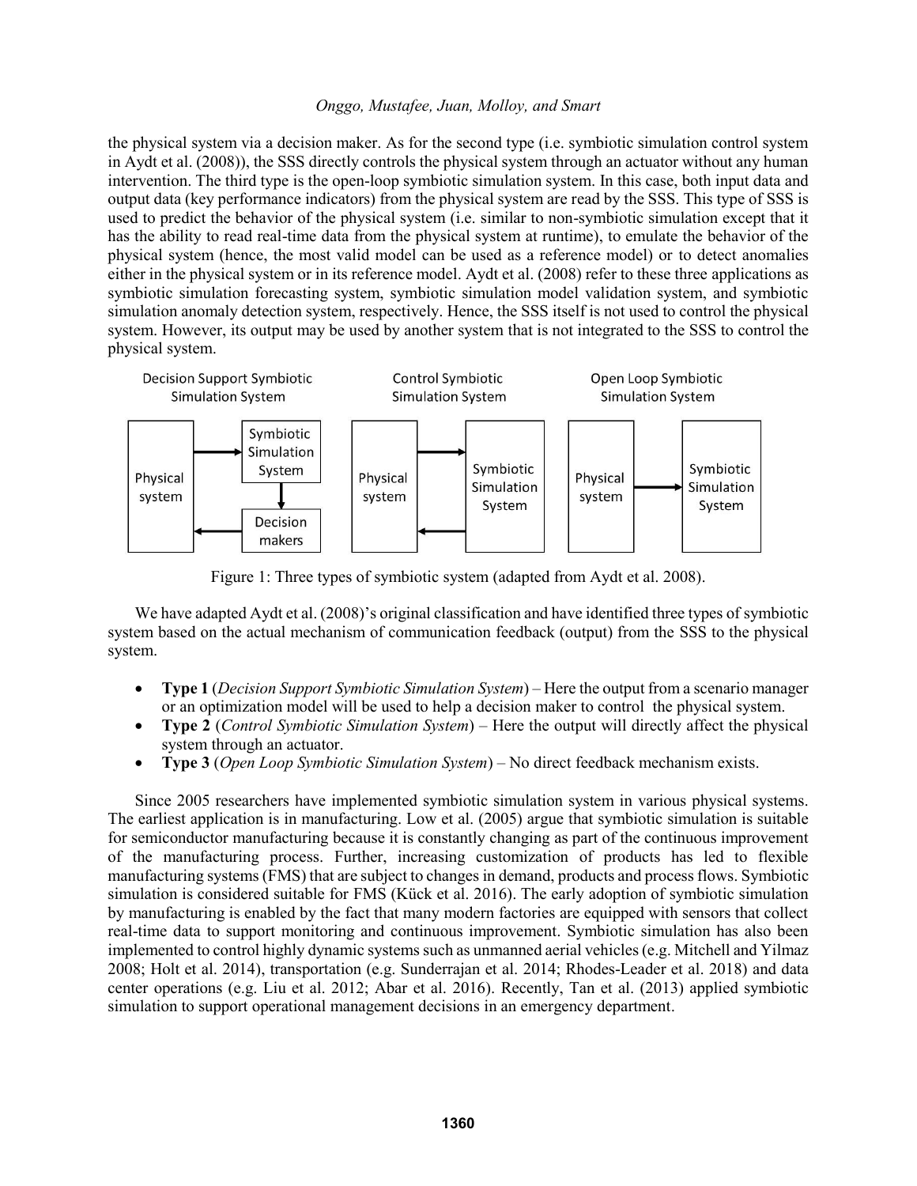the physical system via a decision maker. As for the second type (i.e. symbiotic simulation control system in Aydt et al. (2008)), the SSS directly controls the physical system through an actuator without any human intervention. The third type is the open-loop symbiotic simulation system. In this case, both input data and output data (key performance indicators) from the physical system are read by the SSS. This type of SSS is used to predict the behavior of the physical system (i.e. similar to non-symbiotic simulation except that it has the ability to read real-time data from the physical system at runtime), to emulate the behavior of the physical system (hence, the most valid model can be used as a reference model) or to detect anomalies either in the physical system or in its reference model. Aydt et al. (2008) refer to these three applications as symbiotic simulation forecasting system, symbiotic simulation model validation system, and symbiotic simulation anomaly detection system, respectively. Hence, the SSS itself is not used to control the physical system. However, its output may be used by another system that is not integrated to the SSS to control the physical system.

Decision Support Symbiotic Simulation System | Control Symbiotic Simulation System | Open Loop Symbiotic Simulation System

Figure 1: Three types of symbiotic system (adapted from Aydt et al. 2008).

We have adapted Aydt et al. (2008)'s original classification and have identified three types of symbiotic system based on the actual mechanism of communication feedback (output) from the SSS to the physical system.

- **Type 1** (*Decision Support Symbiotic Simulation System*) – Here the output from a scenario manager or an optimization model will be used to help a decision maker to control the physical system.
- **Type 2** (*Control Symbiotic Simulation System*) – Here the output will directly affect the physical system through an actuator.
- **Type 3** (*Open Loop Symbiotic Simulation System*) – No direct feedback mechanism exists.

Since 2005 researchers have implemented symbiotic simulation system in various physical systems. The earliest application is in manufacturing. Low et al. (2005) argue that symbiotic simulation is suitable for semiconductor manufacturing because it is constantly changing as part of the continuous improvement of the manufacturing process. Further, increasing customization of products has led to flexible manufacturing systems (FMS) that are subject to changes in demand, products and process flows. Symbiotic simulation is considered suitable for FMS (Kück et al. 2016). The early adoption of symbiotic simulation by manufacturing is enabled by the fact that many modern factories are equipped with sensors that collect real-time data to support monitoring and continuous improvement. Symbiotic simulation has also been implemented to control highly dynamic systems such as unmanned aerial vehicles (e.g. Mitchell and Yilmaz 2008; Holt et al. 2014), transportation (e.g. Sunderrajan et al. 2014; Rhodes-Leader et al. 2018) and data center operations (e.g. Liu et al. 2012; Abar et al. 2016). Recently, Tan et al. (2013) applied symbiotic simulation to support operational management decisions in an emergency department.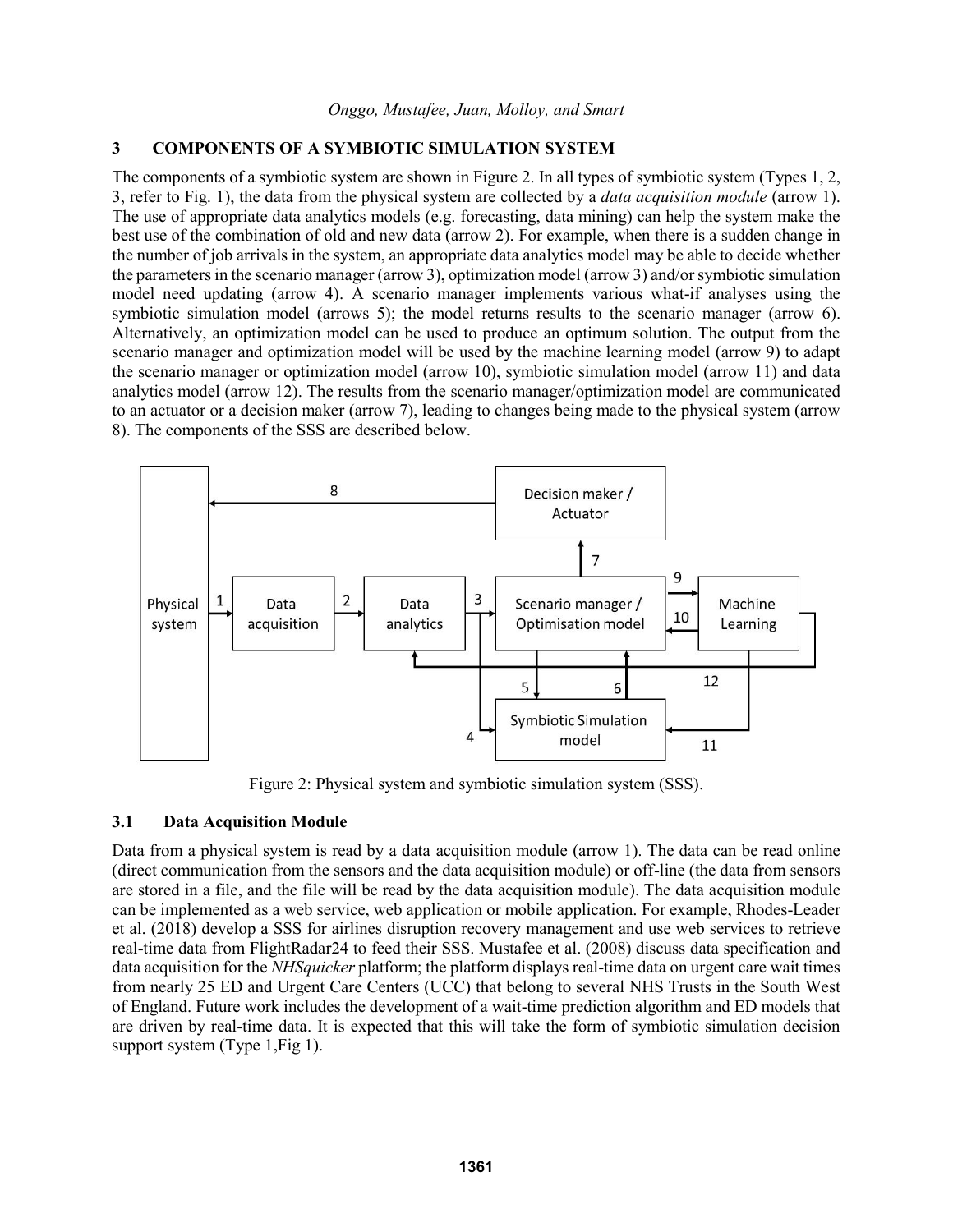## 3 COMPONENTS OF A SYMBIOTIC SIMULATION SYSTEM

The components of a symbiotic system are shown in Figure 2. In all types of symbiotic system (Types 1, 2, 3, refer to Fig. 1), the data from the physical system are collected by a *data acquisition module* (arrow 1). The use of appropriate data analytics models (e.g. forecasting, data mining) can help the system make the best use of the combination of old and new data (arrow 2). For example, when there is a sudden change in the number of job arrivals in the system, an appropriate data analytics model may be able to decide whether the parameters in the scenario manager (arrow 3), optimization model (arrow 3) and/or symbiotic simulation model need updating (arrow 4). A scenario manager implements various what-if analyses using the symbiotic simulation model (arrows 5); the model returns results to the scenario manager (arrow 6). Alternatively, an optimization model can be used to produce an optimum solution. The output from the scenario manager and optimization model will be used by the machine learning model (arrow 9) to adapt the scenario manager or optimization model (arrow 10), symbiotic simulation model (arrow 11) and data analytics model (arrow 12). The results from the scenario manager/optimization model are communicated to an actuator or a decision maker (arrow 7), leading to changes being made to the physical system (arrow 8). The components of the SSS are described below.

Figure 2: Physical system and symbiotic simulation system (SSS).

### 3.1 Data Acquisition Module

Data from a physical system is read by a data acquisition module (arrow 1). The data can be read online (direct communication from the sensors and the data acquisition module) or off-line (the data from sensors are stored in a file, and the file will be read by the data acquisition module). The data acquisition module can be implemented as a web service, web application or mobile application. For example, Rhodes-Leader et al. (2018) develop a SSS for airlines disruption recovery management and use web services to retrieve real-time data from FlightRadar24 to feed their SSS. Mustafee et al. (2008) discuss data specification and data acquisition for the *NHSquicker* platform; the platform displays real-time data on urgent care wait times from nearly 25 ED and Urgent Care Centers (UCC) that belong to several NHS Trusts in the South West of England. Future work includes the development of a wait-time prediction algorithm and ED models that are driven by real-time data. It is expected that this will take the form of symbiotic simulation decision support system (Type 1,Fig 1).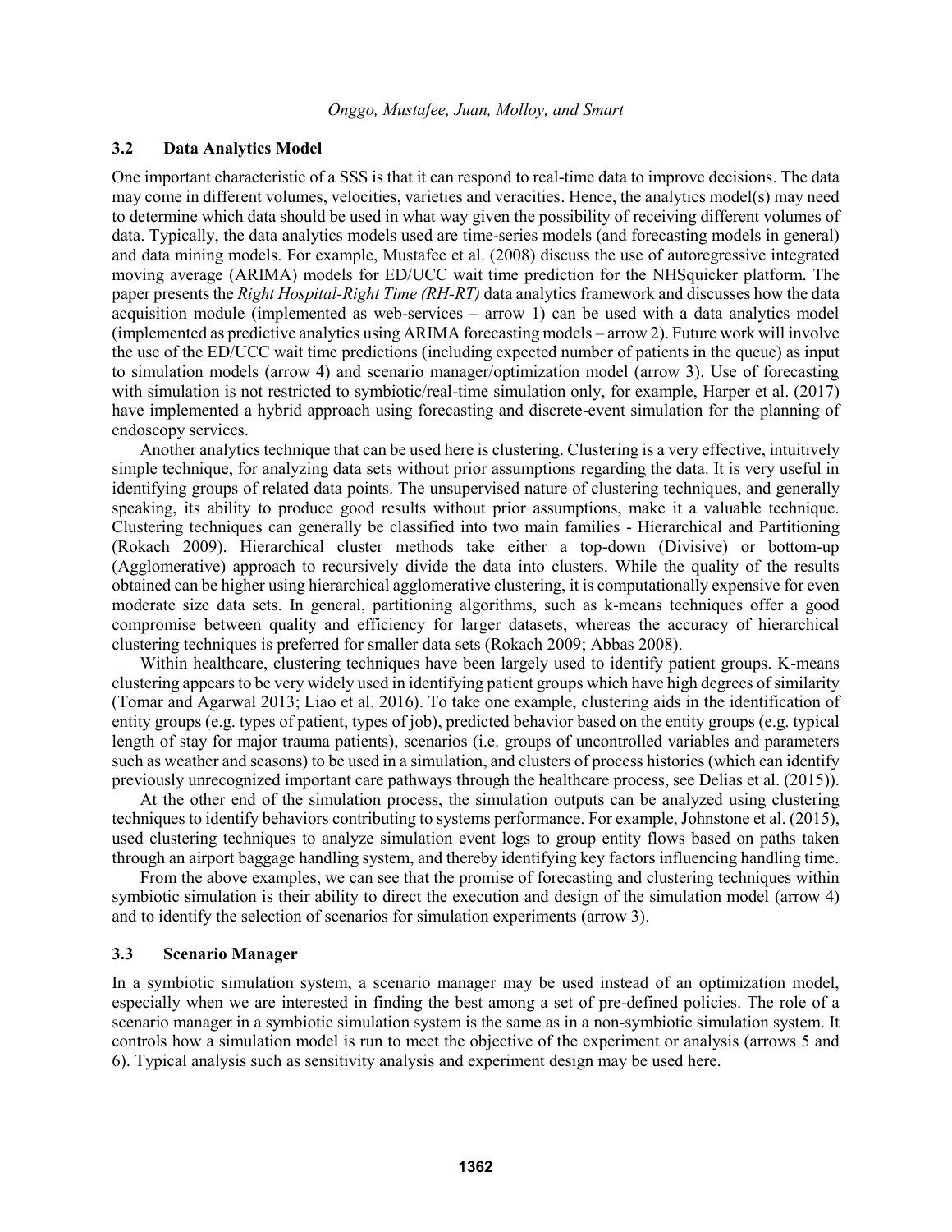### 3.2 Data Analytics Model

One important characteristic of a SSS is that it can respond to real-time data to improve decisions. The data may come in different volumes, velocities, varieties and veracities. Hence, the analytics model(s) may need to determine which data should be used in what way given the possibility of receiving different volumes of data. Typically, the data analytics models used are time-series models (and forecasting models in general) and data mining models. For example, Mustafee et al. (2008) discuss the use of autoregressive integrated moving average (ARIMA) models for ED/UCC wait time prediction for the NHSquicker platform. The paper presents the *Right Hospital-Right Time (RH-RT)* data analytics framework and discusses how the data acquisition module (implemented as web-services – arrow 1) can be used with a data analytics model (implemented as predictive analytics using ARIMA forecasting models – arrow 2). Future work will involve the use of the ED/UCC wait time predictions (including expected number of patients in the queue) as input to simulation models (arrow 4) and scenario manager/optimization model (arrow 3). Use of forecasting with simulation is not restricted to symbiotic/real-time simulation only, for example, Harper et al. (2017) have implemented a hybrid approach using forecasting and discrete-event simulation for the planning of endoscopy services.

Another analytics technique that can be used here is clustering. Clustering is a very effective, intuitively simple technique, for analyzing data sets without prior assumptions regarding the data. It is very useful in identifying groups of related data points. The unsupervised nature of clustering techniques, and generally speaking, its ability to produce good results without prior assumptions, make it a valuable technique. Clustering techniques can generally be classified into two main families - Hierarchical and Partitioning (Rokach 2009). Hierarchical cluster methods take either a top-down (Divisive) or bottom-up (Agglomerative) approach to recursively divide the data into clusters. While the quality of the results obtained can be higher using hierarchical agglomerative clustering, it is computationally expensive for even moderate size data sets. In general, partitioning algorithms, such as k-means techniques offer a good compromise between quality and efficiency for larger datasets, whereas the accuracy of hierarchical clustering techniques is preferred for smaller data sets (Rokach 2009; Abbas 2008).

Within healthcare, clustering techniques have been largely used to identify patient groups. K-means clustering appears to be very widely used in identifying patient groups which have high degrees of similarity (Tomar and Agarwal 2013; Liao et al. 2016). To take one example, clustering aids in the identification of entity groups (e.g. types of patient, types of job), predicted behavior based on the entity groups (e.g. typical length of stay for major trauma patients), scenarios (i.e. groups of uncontrolled variables and parameters such as weather and seasons) to be used in a simulation, and clusters of process histories (which can identify previously unrecognized important care pathways through the healthcare process, see Delias et al. (2015)).

At the other end of the simulation process, the simulation outputs can be analyzed using clustering techniques to identify behaviors contributing to systems performance. For example, Johnstone et al. (2015), used clustering techniques to analyze simulation event logs to group entity flows based on paths taken through an airport baggage handling system, and thereby identifying key factors influencing handling time.

From the above examples, we can see that the promise of forecasting and clustering techniques within symbiotic simulation is their ability to direct the execution and design of the simulation model (arrow 4) and to identify the selection of scenarios for simulation experiments (arrow 3).

### 3.3 Scenario Manager

In a symbiotic simulation system, a scenario manager may be used instead of an optimization model, especially when we are interested in finding the best among a set of pre-defined policies. The role of a scenario manager in a symbiotic simulation system is the same as in a non-symbiotic simulation system. It controls how a simulation model is run to meet the objective of the experiment or analysis (arrows 5 and 6). Typical analysis such as sensitivity analysis and experiment design may be used here.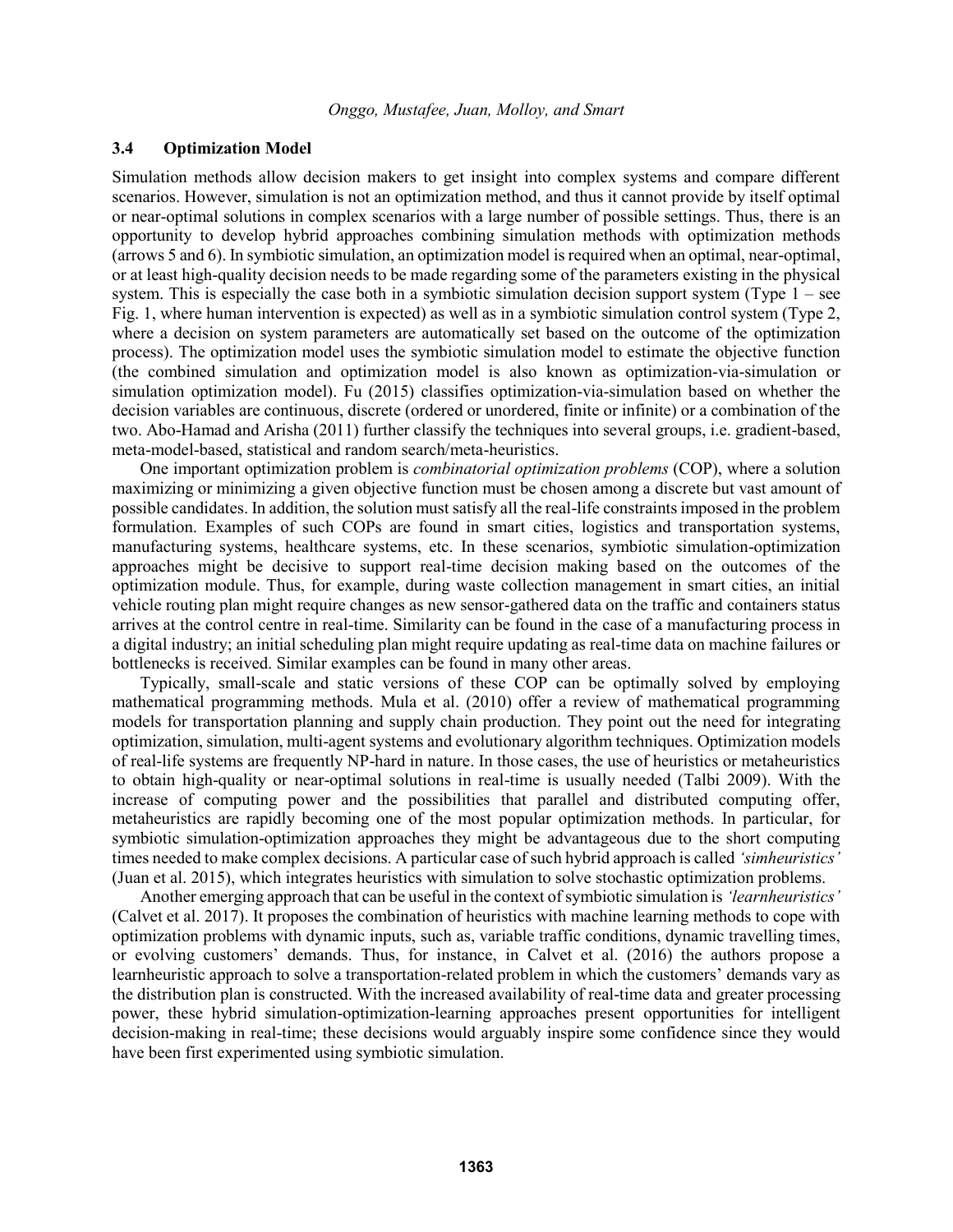### 3.4 Optimization Model

Simulation methods allow decision makers to get insight into complex systems and compare different scenarios. However, simulation is not an optimization method, and thus it cannot provide by itself optimal or near-optimal solutions in complex scenarios with a large number of possible settings. Thus, there is an opportunity to develop hybrid approaches combining simulation methods with optimization methods (arrows 5 and 6). In symbiotic simulation, an optimization model is required when an optimal, near-optimal, or at least high-quality decision needs to be made regarding some of the parameters existing in the physical system. This is especially the case both in a symbiotic simulation decision support system (Type 1 – see Fig. 1, where human intervention is expected) as well as in a symbiotic simulation control system (Type 2, where a decision on system parameters are automatically set based on the outcome of the optimization process). The optimization model uses the symbiotic simulation model to estimate the objective function (the combined simulation and optimization model is also known as optimization-via-simulation or simulation optimization model). Fu (2015) classifies optimization-via-simulation based on whether the decision variables are continuous, discrete (ordered or unordered, finite or infinite) or a combination of the two. Abo-Hamad and Arisha (2011) further classify the techniques into several groups, i.e. gradient-based, meta-model-based, statistical and random search/meta-heuristics.

One important optimization problem is *combinatorial optimization problems* (COP), where a solution maximizing or minimizing a given objective function must be chosen among a discrete but vast amount of possible candidates. In addition, the solution must satisfy all the real-life constraints imposed in the problem formulation. Examples of such COPs are found in smart cities, logistics and transportation systems, manufacturing systems, healthcare systems, etc. In these scenarios, symbiotic simulation-optimization approaches might be decisive to support real-time decision making based on the outcomes of the optimization module. Thus, for example, during waste collection management in smart cities, an initial vehicle routing plan might require changes as new sensor-gathered data on the traffic and containers status arrives at the control centre in real-time. Similarity can be found in the case of a manufacturing process in a digital industry; an initial scheduling plan might require updating as real-time data on machine failures or bottlenecks is received. Similar examples can be found in many other areas.

Typically, small-scale and static versions of these COP can be optimally solved by employing mathematical programming methods. Mula et al. (2010) offer a review of mathematical programming models for transportation planning and supply chain production. They point out the need for integrating optimization, simulation, multi-agent systems and evolutionary algorithm techniques. Optimization models of real-life systems are frequently NP-hard in nature. In those cases, the use of heuristics or metaheuristics to obtain high-quality or near-optimal solutions in real-time is usually needed (Talbi 2009). With the increase of computing power and the possibilities that parallel and distributed computing offer, metaheuristics are rapidly becoming one of the most popular optimization methods. In particular, for symbiotic simulation-optimization approaches they might be advantageous due to the short computing times needed to make complex decisions. A particular case of such hybrid approach is called *'simheuristics'* (Juan et al. 2015), which integrates heuristics with simulation to solve stochastic optimization problems.

Another emerging approach that can be useful in the context of symbiotic simulation is *'learnheuristics'* (Calvet et al. 2017). It proposes the combination of heuristics with machine learning methods to cope with optimization problems with dynamic inputs, such as, variable traffic conditions, dynamic travelling times, or evolving customers' demands. Thus, for instance, in Calvet et al. (2016) the authors propose a learnheuristic approach to solve a transportation-related problem in which the customers' demands vary as the distribution plan is constructed. With the increased availability of real-time data and greater processing power, these hybrid simulation-optimization-learning approaches present opportunities for intelligent decision-making in real-time; these decisions would arguably inspire some confidence since they would have been first experimented using symbiotic simulation.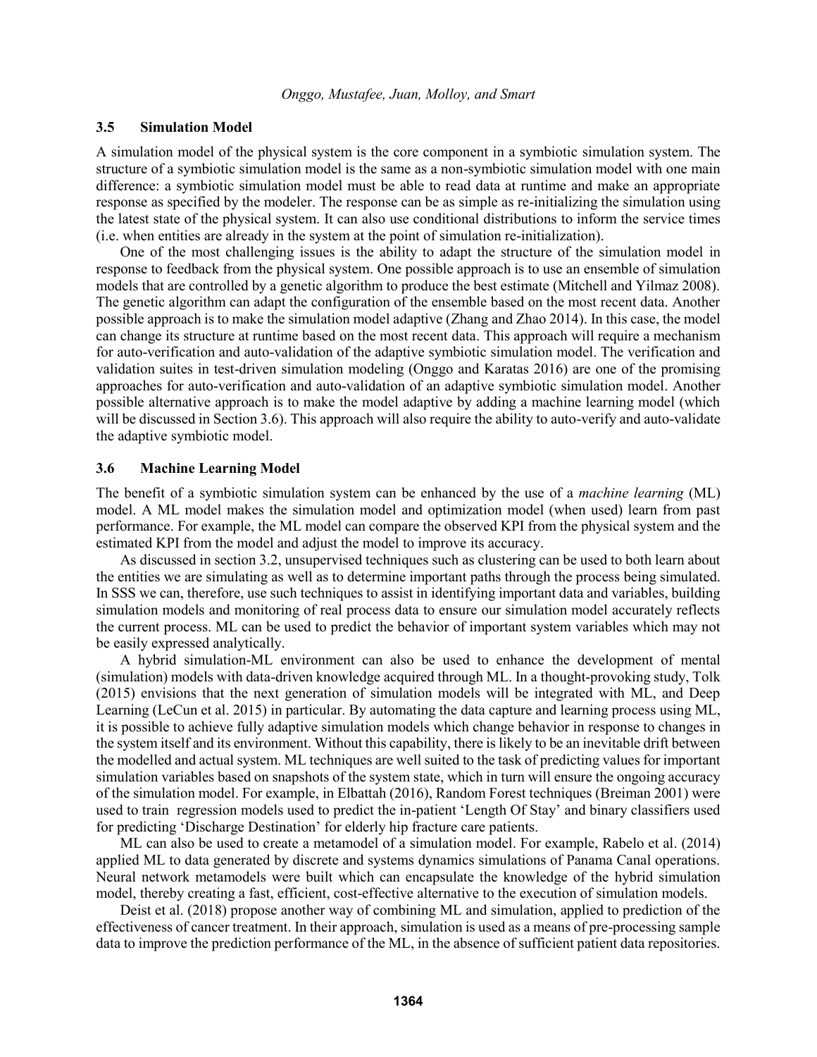### 3.5 Simulation Model

A simulation model of the physical system is the core component in a symbiotic simulation system. The structure of a symbiotic simulation model is the same as a non-symbiotic simulation model with one main difference: a symbiotic simulation model must be able to read data at runtime and make an appropriate response as specified by the modeler. The response can be as simple as re-initializing the simulation using the latest state of the physical system. It can also use conditional distributions to inform the service times (i.e. when entities are already in the system at the point of simulation re-initialization).

One of the most challenging issues is the ability to adapt the structure of the simulation model in response to feedback from the physical system. One possible approach is to use an ensemble of simulation models that are controlled by a genetic algorithm to produce the best estimate (Mitchell and Yilmaz 2008). The genetic algorithm can adapt the configuration of the ensemble based on the most recent data. Another possible approach is to make the simulation model adaptive (Zhang and Zhao 2014). In this case, the model can change its structure at runtime based on the most recent data. This approach will require a mechanism for auto-verification and auto-validation of the adaptive symbiotic simulation model. The verification and validation suites in test-driven simulation modeling (Onggo and Karatas 2016) are one of the promising approaches for auto-verification and auto-validation of an adaptive symbiotic simulation model. Another possible alternative approach is to make the model adaptive by adding a machine learning model (which will be discussed in Section 3.6). This approach will also require the ability to auto-verify and auto-validate the adaptive symbiotic model.

### 3.6 Machine Learning Model

The benefit of a symbiotic simulation system can be enhanced by the use of a *machine learning* (ML) model. A ML model makes the simulation model and optimization model (when used) learn from past performance. For example, the ML model can compare the observed KPI from the physical system and the estimated KPI from the model and adjust the model to improve its accuracy.

As discussed in section 3.2, unsupervised techniques such as clustering can be used to both learn about the entities we are simulating as well as to determine important paths through the process being simulated. In SSS we can, therefore, use such techniques to assist in identifying important data and variables, building simulation models and monitoring of real process data to ensure our simulation model accurately reflects the current process. ML can be used to predict the behavior of important system variables which may not be easily expressed analytically.

A hybrid simulation-ML environment can also be used to enhance the development of mental (simulation) models with data-driven knowledge acquired through ML. In a thought-provoking study, Tolk (2015) envisions that the next generation of simulation models will be integrated with ML, and Deep Learning (LeCun et al. 2015) in particular. By automating the data capture and learning process using ML, it is possible to achieve fully adaptive simulation models which change behavior in response to changes in the system itself and its environment. Without this capability, there is likely to be an inevitable drift between the modelled and actual system. ML techniques are well suited to the task of predicting values for important simulation variables based on snapshots of the system state, which in turn will ensure the ongoing accuracy of the simulation model. For example, in Elbattah (2016), Random Forest techniques (Breiman 2001) were used to train regression models used to predict the in-patient 'Length Of Stay' and binary classifiers used for predicting 'Discharge Destination' for elderly hip fracture care patients.

ML can also be used to create a metamodel of a simulation model. For example, Rabelo et al. (2014) applied ML to data generated by discrete and systems dynamics simulations of Panama Canal operations. Neural network metamodels were built which can encapsulate the knowledge of the hybrid simulation model, thereby creating a fast, efficient, cost-effective alternative to the execution of simulation models.

Deist et al. (2018) propose another way of combining ML and simulation, applied to prediction of the effectiveness of cancer treatment. In their approach, simulation is used as a means of pre-processing sample data to improve the prediction performance of the ML, in the absence of sufficient patient data repositories.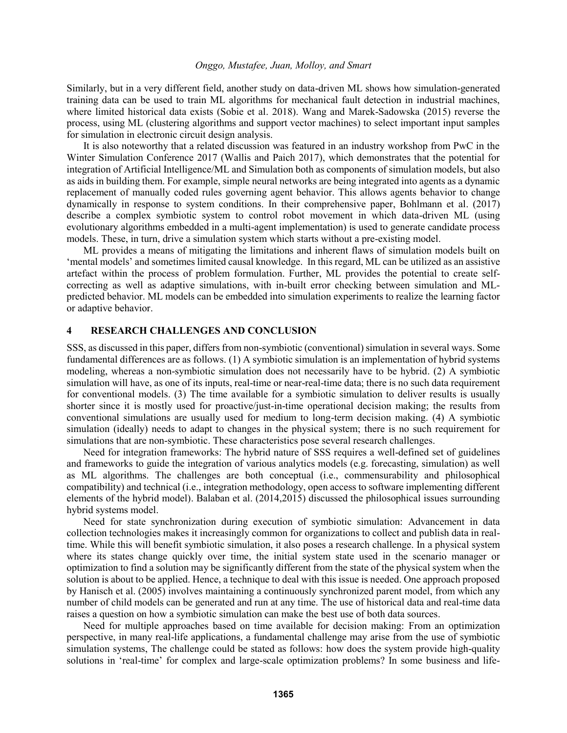Similarly, but in a very different field, another study on data-driven ML shows how simulation-generated training data can be used to train ML algorithms for mechanical fault detection in industrial machines, where limited historical data exists (Sobie et al. 2018). Wang and Marek-Sadowska (2015) reverse the process, using ML (clustering algorithms and support vector machines) to select important input samples for simulation in electronic circuit design analysis.

It is also noteworthy that a related discussion was featured in an industry workshop from PwC in the Winter Simulation Conference 2017 (Wallis and Paich 2017), which demonstrates that the potential for integration of Artificial Intelligence/ML and Simulation both as components of simulation models, but also as aids in building them. For example, simple neural networks are being integrated into agents as a dynamic replacement of manually coded rules governing agent behavior. This allows agents behavior to change dynamically in response to system conditions. In their comprehensive paper, Bohlmann et al. (2017) describe a complex symbiotic system to control robot movement in which data-driven ML (using evolutionary algorithms embedded in a multi-agent implementation) is used to generate candidate process models. These, in turn, drive a simulation system which starts without a pre-existing model.

ML provides a means of mitigating the limitations and inherent flaws of simulation models built on 'mental models' and sometimes limited causal knowledge. In this regard, ML can be utilized as an assistive artefact within the process of problem formulation. Further, ML provides the potential to create self-correcting as well as adaptive simulations, with in-built error checking between simulation and ML-predicted behavior. ML models can be embedded into simulation experiments to realize the learning factor or adaptive behavior.

## 4 RESEARCH CHALLENGES AND CONCLUSION

SSS, as discussed in this paper, differs from non-symbiotic (conventional) simulation in several ways. Some fundamental differences are as follows. (1) A symbiotic simulation is an implementation of hybrid systems modeling, whereas a non-symbiotic simulation does not necessarily have to be hybrid. (2) A symbiotic simulation will have, as one of its inputs, real-time or near-real-time data; there is no such data requirement for conventional models. (3) The time available for a symbiotic simulation to deliver results is usually shorter since it is mostly used for proactive/just-in-time operational decision making; the results from conventional simulations are usually used for medium to long-term decision making. (4) A symbiotic simulation (ideally) needs to adapt to changes in the physical system; there is no such requirement for simulations that are non-symbiotic. These characteristics pose several research challenges.

Need for integration frameworks: The hybrid nature of SSS requires a well-defined set of guidelines and frameworks to guide the integration of various analytics models (e.g. forecasting, simulation) as well as ML algorithms. The challenges are both conceptual (i.e., commensurability and philosophical compatibility) and technical (i.e., integration methodology, open access to software implementing different elements of the hybrid model). Balaban et al. (2014,2015) discussed the philosophical issues surrounding hybrid systems model.

Need for state synchronization during execution of symbiotic simulation: Advancement in data collection technologies makes it increasingly common for organizations to collect and publish data in real-time. While this will benefit symbiotic simulation, it also poses a research challenge. In a physical system where its states change quickly over time, the initial system state used in the scenario manager or optimization to find a solution may be significantly different from the state of the physical system when the solution is about to be applied. Hence, a technique to deal with this issue is needed. One approach proposed by Hanisch et al. (2005) involves maintaining a continuously synchronized parent model, from which any number of child models can be generated and run at any time. The use of historical data and real-time data raises a question on how a symbiotic simulation can make the best use of both data sources.

Need for multiple approaches based on time available for decision making: From an optimization perspective, in many real-life applications, a fundamental challenge may arise from the use of symbiotic simulation systems, The challenge could be stated as follows: how does the system provide high-quality solutions in 'real-time' for complex and large-scale optimization problems? In some business and life-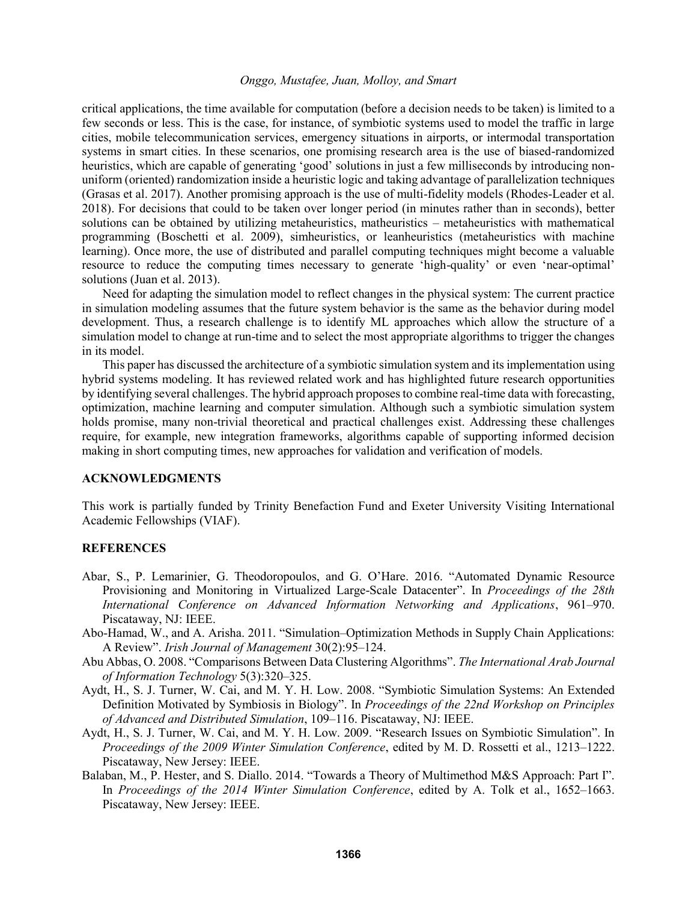critical applications, the time available for computation (before a decision needs to be taken) is limited to a few seconds or less. This is the case, for instance, of symbiotic systems used to model the traffic in large cities, mobile telecommunication services, emergency situations in airports, or intermodal transportation systems in smart cities. In these scenarios, one promising research area is the use of biased-randomized heuristics, which are capable of generating 'good' solutions in just a few milliseconds by introducing non-uniform (oriented) randomization inside a heuristic logic and taking advantage of parallelization techniques (Grasas et al. 2017). Another promising approach is the use of multi-fidelity models (Rhodes-Leader et al. 2018). For decisions that could to be taken over longer period (in minutes rather than in seconds), better solutions can be obtained by utilizing metaheuristics, matheuristics – metaheuristics with mathematical programming (Boschetti et al. 2009), simheuristics, or leanheuristics (metaheuristics with machine learning). Once more, the use of distributed and parallel computing techniques might become a valuable resource to reduce the computing times necessary to generate 'high-quality' or even 'near-optimal' solutions (Juan et al. 2013).

Need for adapting the simulation model to reflect changes in the physical system: The current practice in simulation modeling assumes that the future system behavior is the same as the behavior during model development. Thus, a research challenge is to identify ML approaches which allow the structure of a simulation model to change at run-time and to select the most appropriate algorithms to trigger the changes in its model.

This paper has discussed the architecture of a symbiotic simulation system and its implementation using hybrid systems modeling. It has reviewed related work and has highlighted future research opportunities by identifying several challenges. The hybrid approach proposes to combine real-time data with forecasting, optimization, machine learning and computer simulation. Although such a symbiotic simulation system holds promise, many non-trivial theoretical and practical challenges exist. Addressing these challenges require, for example, new integration frameworks, algorithms capable of supporting informed decision making in short computing times, new approaches for validation and verification of models.

## ACKNOWLEDGMENTS

This work is partially funded by Trinity Benefaction Fund and Exeter University Visiting International Academic Fellowships (VIAF).

## REFERENCES

Abar, S., P. Lemarinier, G. Theodoropoulos, and G. O'Hare. 2016. "Automated Dynamic Resource Provisioning and Monitoring in Virtualized Large-Scale Datacenter". In *Proceedings of the 28th International Conference on Advanced Information Networking and Applications*, 961–970. Piscataway, NJ: IEEE.

Abo-Hamad, W., and A. Arisha. 2011. "Simulation–Optimization Methods in Supply Chain Applications: A Review". *Irish Journal of Management* 30(2):95–124.

Abu Abbas, O. 2008. "Comparisons Between Data Clustering Algorithms". *The International Arab Journal of Information Technology* 5(3):320–325.

Aydt, H., S. J. Turner, W. Cai, and M. Y. H. Low. 2008. "Symbiotic Simulation Systems: An Extended Definition Motivated by Symbiosis in Biology". In *Proceedings of the 22nd Workshop on Principles of Advanced and Distributed Simulation*, 109–116. Piscataway, NJ: IEEE.

Aydt, H., S. J. Turner, W. Cai, and M. Y. H. Low. 2009. "Research Issues on Symbiotic Simulation". In *Proceedings of the 2009 Winter Simulation Conference*, edited by M. D. Rossetti et al., 1213–1222. Piscataway, New Jersey: IEEE.

Balaban, M., P. Hester, and S. Diallo. 2014. "Towards a Theory of Multimethod M&S Approach: Part I". In *Proceedings of the 2014 Winter Simulation Conference*, edited by A. Tolk et al., 1652–1663. Piscataway, New Jersey: IEEE.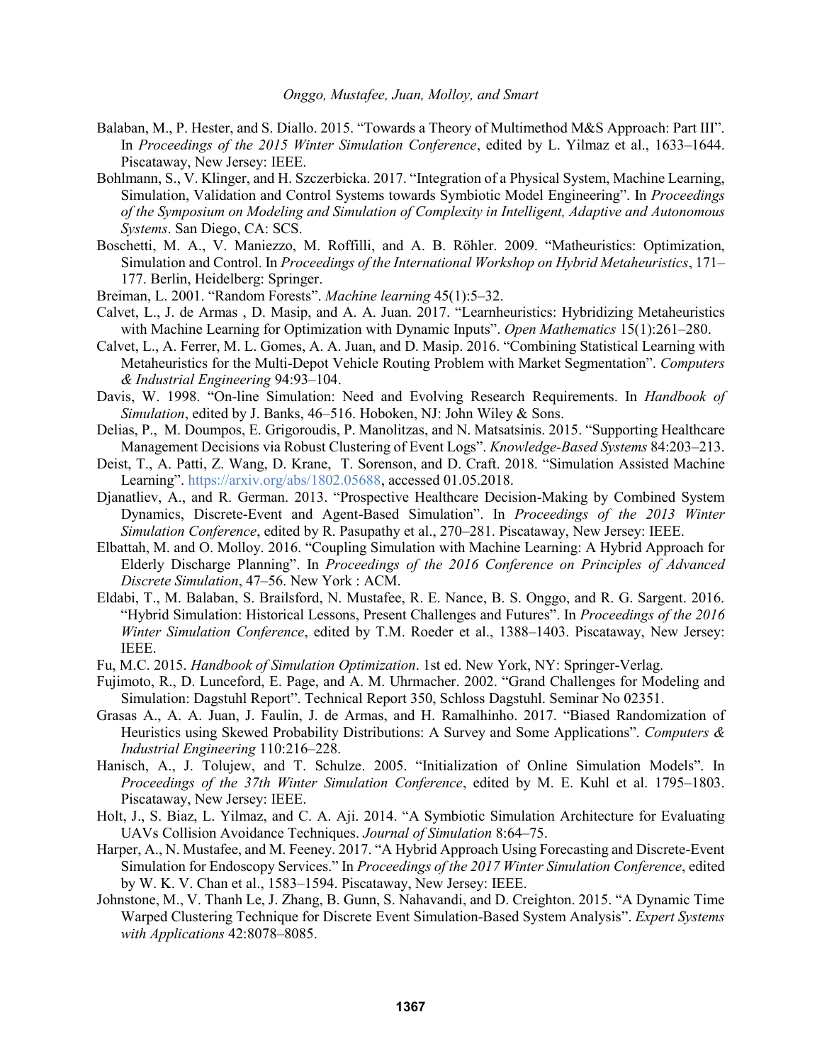Balaban, M., P. Hester, and S. Diallo. 2015. "Towards a Theory of Multimethod M&S Approach: Part III". In *Proceedings of the 2015 Winter Simulation Conference*, edited by L. Yilmaz et al., 1633–1644. Piscataway, New Jersey: IEEE.

Bohlmann, S., V. Klinger, and H. Szczerbicka. 2017. "Integration of a Physical System, Machine Learning, Simulation, Validation and Control Systems towards Symbiotic Model Engineering". In *Proceedings of the Symposium on Modeling and Simulation of Complexity in Intelligent, Adaptive and Autonomous Systems*. San Diego, CA: SCS.

Boschetti, M. A., V. Maniezzo, M. Roffilli, and A. B. Röhler. 2009. "Matheuristics: Optimization, Simulation and Control. In *Proceedings of the International Workshop on Hybrid Metaheuristics*, 171–177. Berlin, Heidelberg: Springer.

Breiman, L. 2001. "Random Forests". *Machine learning* 45(1):5–32.

Calvet, L., J. de Armas , D. Masip, and A. A. Juan. 2017. "Learnheuristics: Hybridizing Metaheuristics with Machine Learning for Optimization with Dynamic Inputs". *Open Mathematics* 15(1):261–280.

Calvet, L., A. Ferrer, M. L. Gomes, A. A. Juan, and D. Masip. 2016. "Combining Statistical Learning with Metaheuristics for the Multi-Depot Vehicle Routing Problem with Market Segmentation". *Computers & Industrial Engineering* 94:93–104.

Davis, W. 1998. "On-line Simulation: Need and Evolving Research Requirements. In *Handbook of Simulation*, edited by J. Banks, 46–516. Hoboken, NJ: John Wiley & Sons.

Delias, P., M. Doumpos, E. Grigoroudis, P. Manolitzas, and N. Matsatsinis. 2015. "Supporting Healthcare Management Decisions via Robust Clustering of Event Logs". *Knowledge-Based Systems* 84:203–213.

Deist, T., A. Patti, Z. Wang, D. Krane, T. Sorenson, and D. Craft. 2018. "Simulation Assisted Machine Learning". https://arxiv.org/abs/1802.05688, accessed 01.05.2018.

Djanatliev, A., and R. German. 2013. "Prospective Healthcare Decision-Making by Combined System Dynamics, Discrete-Event and Agent-Based Simulation". In *Proceedings of the 2013 Winter Simulation Conference*, edited by R. Pasupathy et al., 270–281. Piscataway, New Jersey: IEEE.

Elbattah, M. and O. Molloy. 2016. "Coupling Simulation with Machine Learning: A Hybrid Approach for Elderly Discharge Planning". In *Proceedings of the 2016 Conference on Principles of Advanced Discrete Simulation*, 47–56. New York : ACM.

Eldabi, T., M. Balaban, S. Brailsford, N. Mustafee, R. E. Nance, B. S. Onggo, and R. G. Sargent. 2016. "Hybrid Simulation: Historical Lessons, Present Challenges and Futures". In *Proceedings of the 2016 Winter Simulation Conference*, edited by T.M. Roeder et al., 1388–1403. Piscataway, New Jersey: IEEE.

Fu, M.C. 2015. *Handbook of Simulation Optimization*. 1st ed. New York, NY: Springer-Verlag.

Fujimoto, R., D. Lunceford, E. Page, and A. M. Uhrmacher. 2002. "Grand Challenges for Modeling and Simulation: Dagstuhl Report". Technical Report 350, Schloss Dagstuhl. Seminar No 02351.

Grasas A., A. A. Juan, J. Faulin, J. de Armas, and H. Ramalhinho. 2017. "Biased Randomization of Heuristics using Skewed Probability Distributions: A Survey and Some Applications". *Computers & Industrial Engineering* 110:216–228.

Hanisch, A., J. Tolujew, and T. Schulze. 2005. "Initialization of Online Simulation Models". In *Proceedings of the 37th Winter Simulation Conference*, edited by M. E. Kuhl et al. 1795–1803. Piscataway, New Jersey: IEEE.

Holt, J., S. Biaz, L. Yilmaz, and C. A. Aji. 2014. "A Symbiotic Simulation Architecture for Evaluating UAVs Collision Avoidance Techniques. *Journal of Simulation* 8:64–75.

Harper, A., N. Mustafee, and M. Feeney. 2017. "A Hybrid Approach Using Forecasting and Discrete-Event Simulation for Endoscopy Services." In *Proceedings of the 2017 Winter Simulation Conference*, edited by W. K. V. Chan et al., 1583–1594. Piscataway, New Jersey: IEEE.

Johnstone, M., V. Thanh Le, J. Zhang, B. Gunn, S. Nahavandi, and D. Creighton. 2015. "A Dynamic Time Warped Clustering Technique for Discrete Event Simulation-Based System Analysis". *Expert Systems with Applications* 42:8078–8085.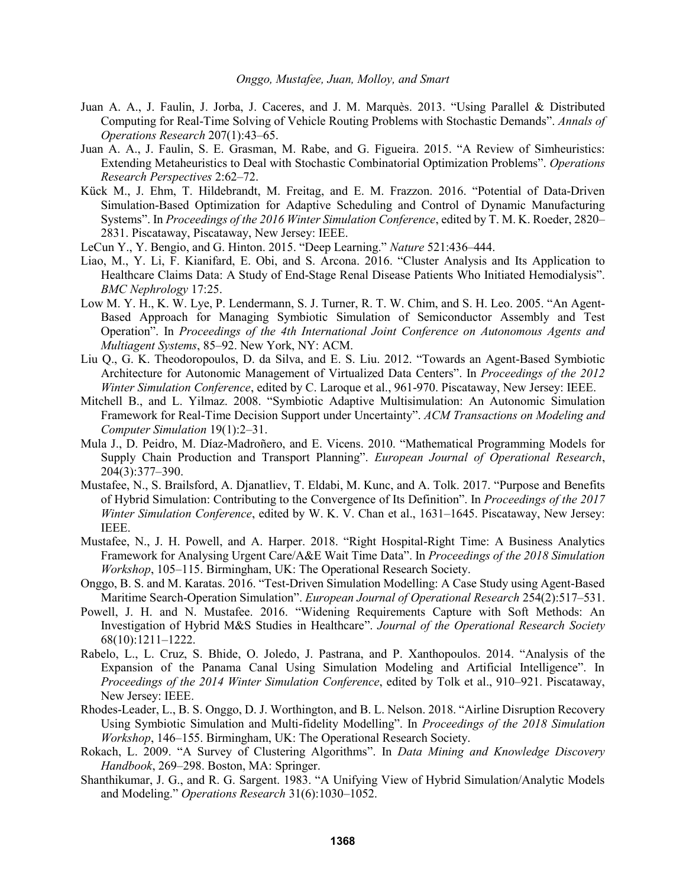Juan A. A., J. Faulin, J. Jorba, J. Caceres, and J. M. Marquès. 2013. "Using Parallel & Distributed Computing for Real-Time Solving of Vehicle Routing Problems with Stochastic Demands". *Annals of Operations Research* 207(1):43–65.

Juan A. A., J. Faulin, S. E. Grasman, M. Rabe, and G. Figueira. 2015. "A Review of Simheuristics: Extending Metaheuristics to Deal with Stochastic Combinatorial Optimization Problems". *Operations Research Perspectives* 2:62–72.

Kück M., J. Ehm, T. Hildebrandt, M. Freitag, and E. M. Frazzon. 2016. "Potential of Data-Driven Simulation-Based Optimization for Adaptive Scheduling and Control of Dynamic Manufacturing Systems". In *Proceedings of the 2016 Winter Simulation Conference*, edited by T. M. K. Roeder, 2820–2831. Piscataway, Piscataway, New Jersey: IEEE.

LeCun Y., Y. Bengio, and G. Hinton. 2015. "Deep Learning." *Nature* 521:436–444.

Liao, M., Y. Li, F. Kianifard, E. Obi, and S. Arcona. 2016. "Cluster Analysis and Its Application to Healthcare Claims Data: A Study of End-Stage Renal Disease Patients Who Initiated Hemodialysis". *BMC Nephrology* 17:25.

Low M. Y. H., K. W. Lye, P. Lendermann, S. J. Turner, R. T. W. Chim, and S. H. Leo. 2005. "An Agent-Based Approach for Managing Symbiotic Simulation of Semiconductor Assembly and Test Operation". In *Proceedings of the 4th International Joint Conference on Autonomous Agents and Multiagent Systems*, 85–92. New York, NY: ACM.

Liu Q., G. K. Theodoropoulos, D. da Silva, and E. S. Liu. 2012. "Towards an Agent-Based Symbiotic Architecture for Autonomic Management of Virtualized Data Centers". In *Proceedings of the 2012 Winter Simulation Conference*, edited by C. Laroque et al., 961-970. Piscataway, New Jersey: IEEE.

Mitchell B., and L. Yilmaz. 2008. "Symbiotic Adaptive Multisimulation: An Autonomic Simulation Framework for Real-Time Decision Support under Uncertainty". *ACM Transactions on Modeling and Computer Simulation* 19(1):2–31.

Mula J., D. Peidro, M. Díaz-Madroñero, and E. Vicens. 2010. "Mathematical Programming Models for Supply Chain Production and Transport Planning". *European Journal of Operational Research*, 204(3):377–390.

Mustafee, N., S. Brailsford, A. Djanatliev, T. Eldabi, M. Kunc, and A. Tolk. 2017. "Purpose and Benefits of Hybrid Simulation: Contributing to the Convergence of Its Definition". In *Proceedings of the 2017 Winter Simulation Conference*, edited by W. K. V. Chan et al., 1631–1645. Piscataway, New Jersey: IEEE.

Mustafee, N., J. H. Powell, and A. Harper. 2018. "Right Hospital-Right Time: A Business Analytics Framework for Analysing Urgent Care/A&E Wait Time Data". In *Proceedings of the 2018 Simulation Workshop*, 105–115. Birmingham, UK: The Operational Research Society.

Onggo, B. S. and M. Karatas. 2016. "Test-Driven Simulation Modelling: A Case Study using Agent-Based Maritime Search-Operation Simulation". *European Journal of Operational Research* 254(2):517–531.

Powell, J. H. and N. Mustafee. 2016. "Widening Requirements Capture with Soft Methods: An Investigation of Hybrid M&S Studies in Healthcare". *Journal of the Operational Research Society* 68(10):1211–1222.

Rabelo, L., L. Cruz, S. Bhide, O. Joledo, J. Pastrana, and P. Xanthopoulos. 2014. "Analysis of the Expansion of the Panama Canal Using Simulation Modeling and Artificial Intelligence". In *Proceedings of the 2014 Winter Simulation Conference*, edited by Tolk et al., 910–921. Piscataway, New Jersey: IEEE.

Rhodes-Leader, L., B. S. Onggo, D. J. Worthington, and B. L. Nelson. 2018. "Airline Disruption Recovery Using Symbiotic Simulation and Multi-fidelity Modelling". In *Proceedings of the 2018 Simulation Workshop*, 146–155. Birmingham, UK: The Operational Research Society.

Rokach, L. 2009. "A Survey of Clustering Algorithms". In *Data Mining and Knowledge Discovery Handbook*, 269–298. Boston, MA: Springer.

Shanthikumar, J. G., and R. G. Sargent. 1983. "A Unifying View of Hybrid Simulation/Analytic Models and Modeling." *Operations Research* 31(6):1030–1052.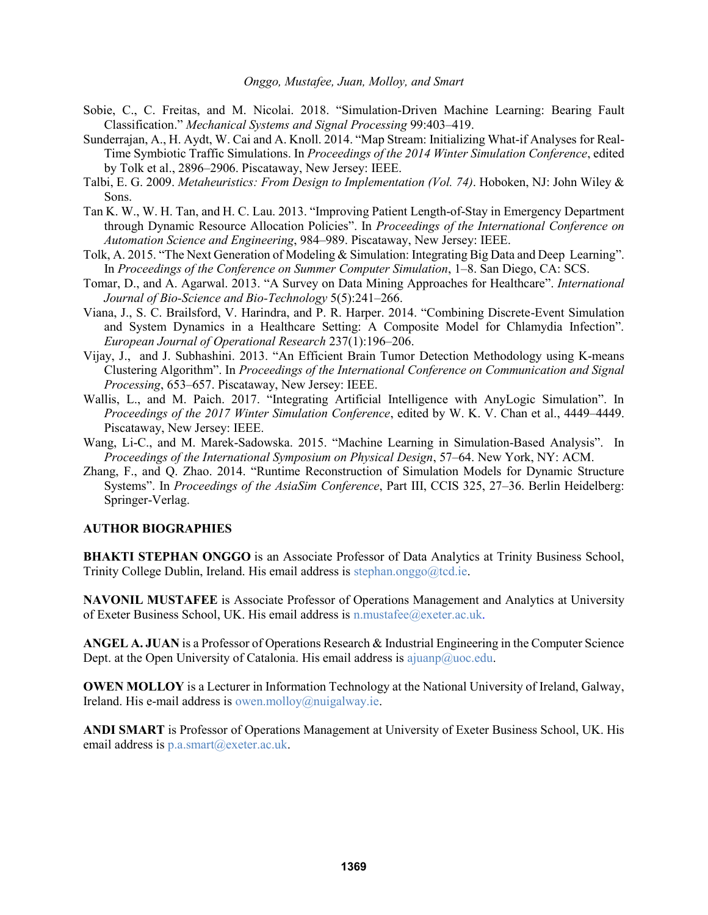Sobie, C., C. Freitas, and M. Nicolai. 2018. "Simulation-Driven Machine Learning: Bearing Fault Classification." *Mechanical Systems and Signal Processing* 99:403–419.

Sunderrajan, A., H. Aydt, W. Cai and A. Knoll. 2014. "Map Stream: Initializing What-if Analyses for Real-Time Symbiotic Traffic Simulations. In *Proceedings of the 2014 Winter Simulation Conference*, edited by Tolk et al., 2896–2906. Piscataway, New Jersey: IEEE.

Talbi, E. G. 2009. *Metaheuristics: From Design to Implementation (Vol. 74)*. Hoboken, NJ: John Wiley & Sons.

Tan K. W., W. H. Tan, and H. C. Lau. 2013. "Improving Patient Length-of-Stay in Emergency Department through Dynamic Resource Allocation Policies". In *Proceedings of the International Conference on Automation Science and Engineering*, 984–989. Piscataway, New Jersey: IEEE.

Tolk, A. 2015. "The Next Generation of Modeling & Simulation: Integrating Big Data and Deep Learning". In *Proceedings of the Conference on Summer Computer Simulation*, 1–8. San Diego, CA: SCS.

Tomar, D., and A. Agarwal. 2013. "A Survey on Data Mining Approaches for Healthcare". *International Journal of Bio-Science and Bio-Technology* 5(5):241–266.

Viana, J., S. C. Brailsford, V. Harindra, and P. R. Harper. 2014. "Combining Discrete-Event Simulation and System Dynamics in a Healthcare Setting: A Composite Model for Chlamydia Infection". *European Journal of Operational Research* 237(1):196–206.

Vijay, J., and J. Subhashini. 2013. "An Efficient Brain Tumor Detection Methodology using K-means Clustering Algorithm". In *Proceedings of the International Conference on Communication and Signal Processing*, 653–657. Piscataway, New Jersey: IEEE.

Wallis, L., and M. Paich. 2017. "Integrating Artificial Intelligence with AnyLogic Simulation". In *Proceedings of the 2017 Winter Simulation Conference*, edited by W. K. V. Chan et al., 4449–4449. Piscataway, New Jersey: IEEE.

Wang, Li-C., and M. Marek-Sadowska. 2015. "Machine Learning in Simulation-Based Analysis". In *Proceedings of the International Symposium on Physical Design*, 57–64. New York, NY: ACM.

Zhang, F., and Q. Zhao. 2014. "Runtime Reconstruction of Simulation Models for Dynamic Structure Systems". In *Proceedings of the AsiaSim Conference*, Part III, CCIS 325, 27–36. Berlin Heidelberg: Springer-Verlag.

## AUTHOR BIOGRAPHIES

**BHAKTI STEPHAN ONGGO** is an Associate Professor of Data Analytics at Trinity Business School, Trinity College Dublin, Ireland. His email address is stephan.onggo@tcd.ie.

**NAVONIL MUSTAFEE** is Associate Professor of Operations Management and Analytics at University of Exeter Business School, UK. His email address is n.mustafee@exeter.ac.uk.

**ANGEL A. JUAN** is a Professor of Operations Research & Industrial Engineering in the Computer Science Dept. at the Open University of Catalonia. His email address is ajuanp@uoc.edu.

**OWEN MOLLOY** is a Lecturer in Information Technology at the National University of Ireland, Galway, Ireland. His e-mail address is owen.molloy@nuigalway.ie.

**ANDI SMART** is Professor of Operations Management at University of Exeter Business School, UK. His email address is p.a.smart@exeter.ac.uk.